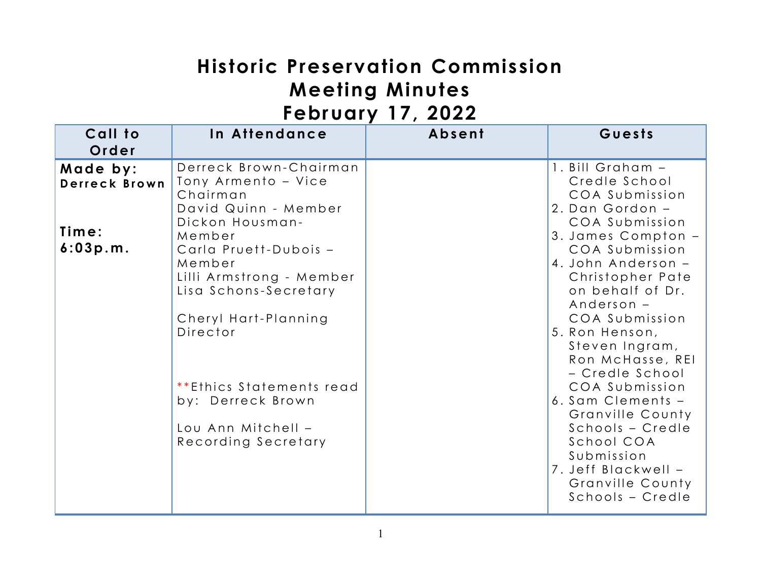# Historic Preservation Commission Meeting Minutes February 17, 2022

| Call to Order | In Attendance | Absent | Guests |
|---|---|---|---|
| **Made by: Derreck Brown**<br><br>**Time: 6:03p.m.** | Derreck Brown-Chairman<br>Tony Armento – Vice Chairman<br>David Quinn - Member<br>Dickon Housman-Member<br>Carla Pruett-Dubois – Member<br>Lilli Armstrong - Member<br>Lisa Schons-Secretary<br><br>Cheryl Hart-Planning Director<br><br>**Ethics Statements read by: Derreck Brown<br><br>Lou Ann Mitchell – Recording Secretary | | 1. Bill Graham – Credle School COA Submission<br>2. Dan Gordon – COA Submission<br>3. James Compton – COA Submission<br>4. John Anderson – Christopher Pate on behalf of Dr. Anderson – COA Submission<br>5. Ron Henson, Steven Ingram, Ron McHasse, REI – Credle School COA Submission<br>6. Sam Clements – Granville County Schools – Credle School COA Submission<br>7. Jeff Blackwell – Granville County Schools – Credle |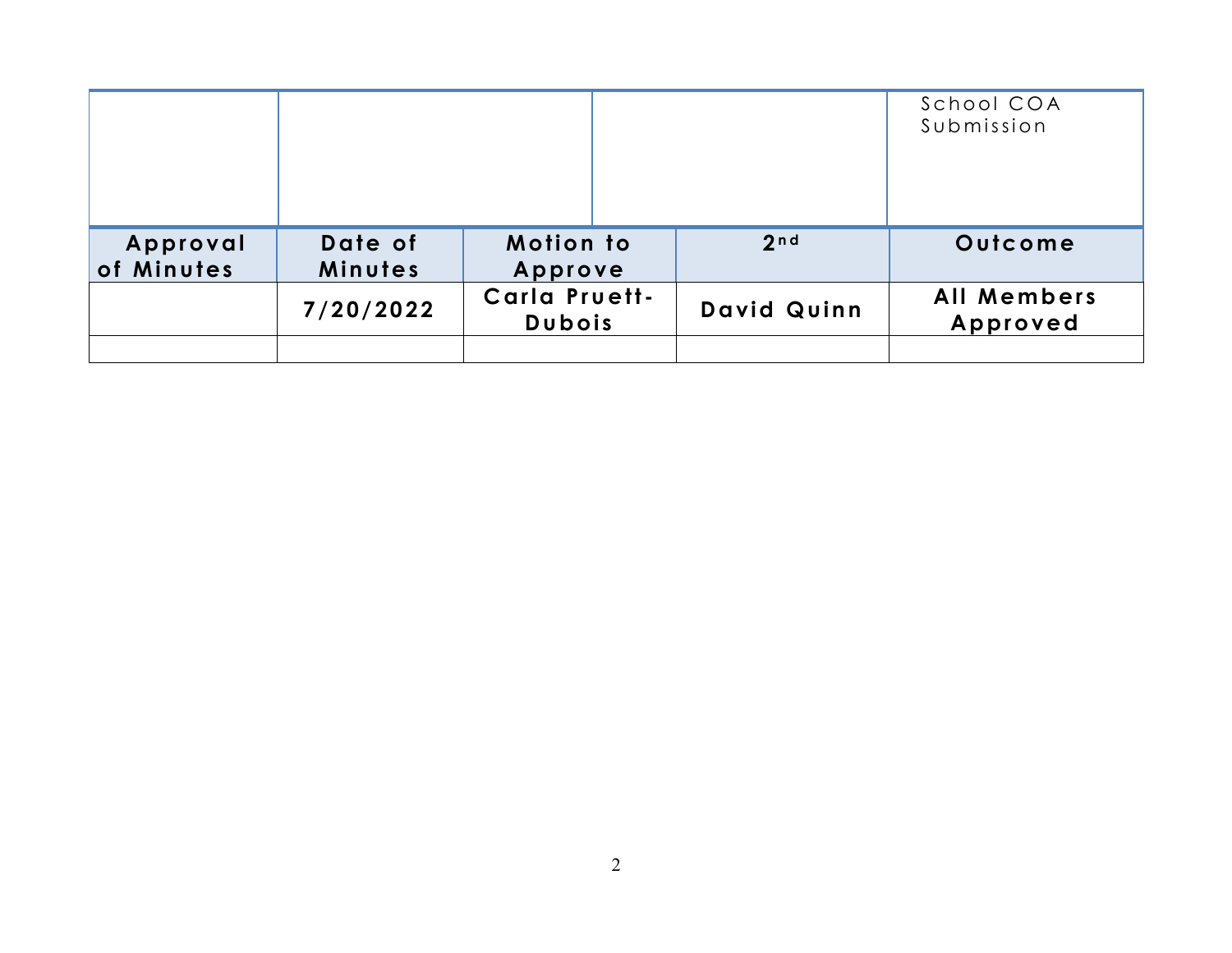| | | | School COA Submission |
|---|---|---|---|

| Approval of Minutes | Date of Minutes | Motion to Approve | 2nd | Outcome |
|---|---|---|---|---|
| | 7/20/2022 | Carla Pruett-Dubois | David Quinn | All Members Approved |
| | | | | |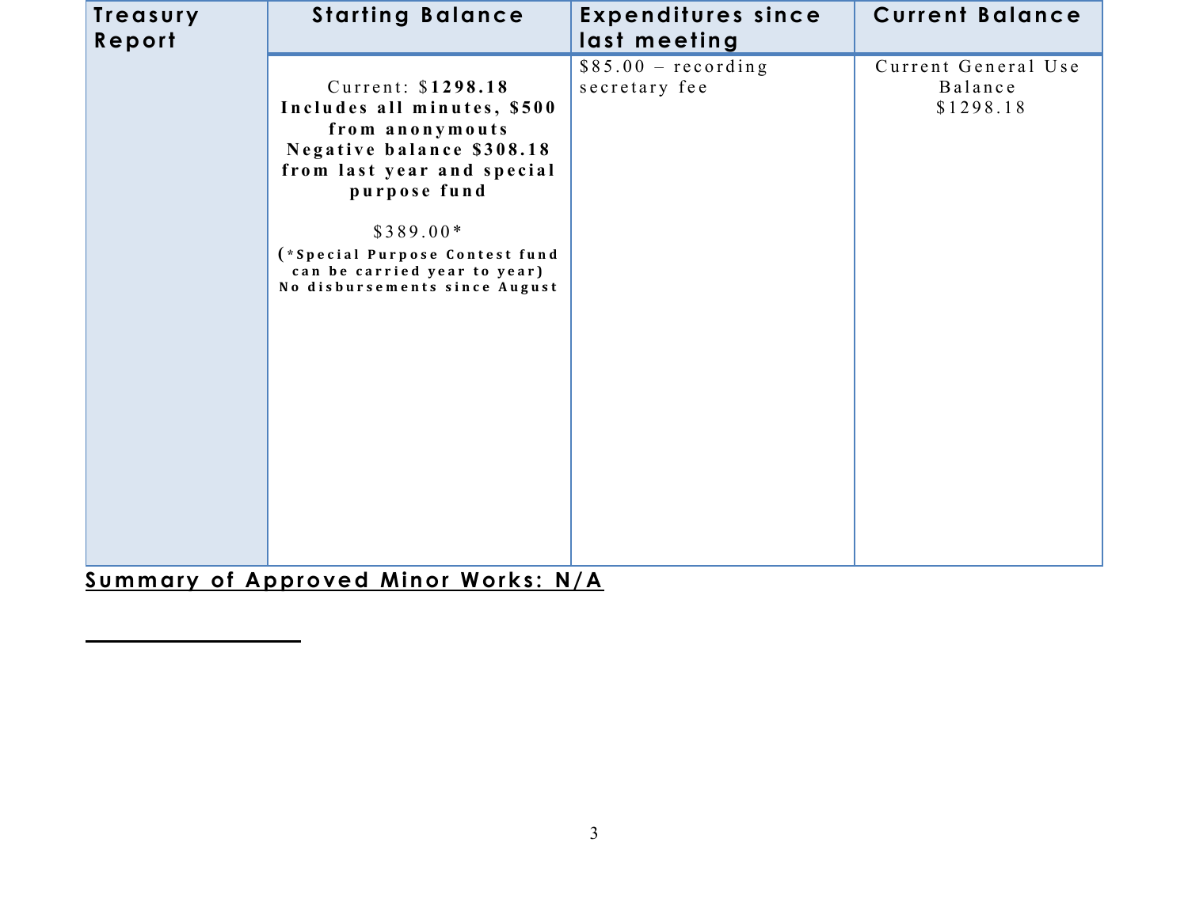| Treasury Report | Starting Balance | Expenditures since last meeting | Current Balance |
|---|---|---|---|
| | Current: $**1298.18** **Includes all minutes, $500 from anonymouts Negative balance $308.18 from last year and special purpose fund**<br><br>$389.00*<br>**(*Special Purpose Contest fund can be carried year to year) No disbursements since August** | $85.00 – recording secretary fee | Current General Use Balance $1298.18 |

**Summary of Approved Minor Works: N/A**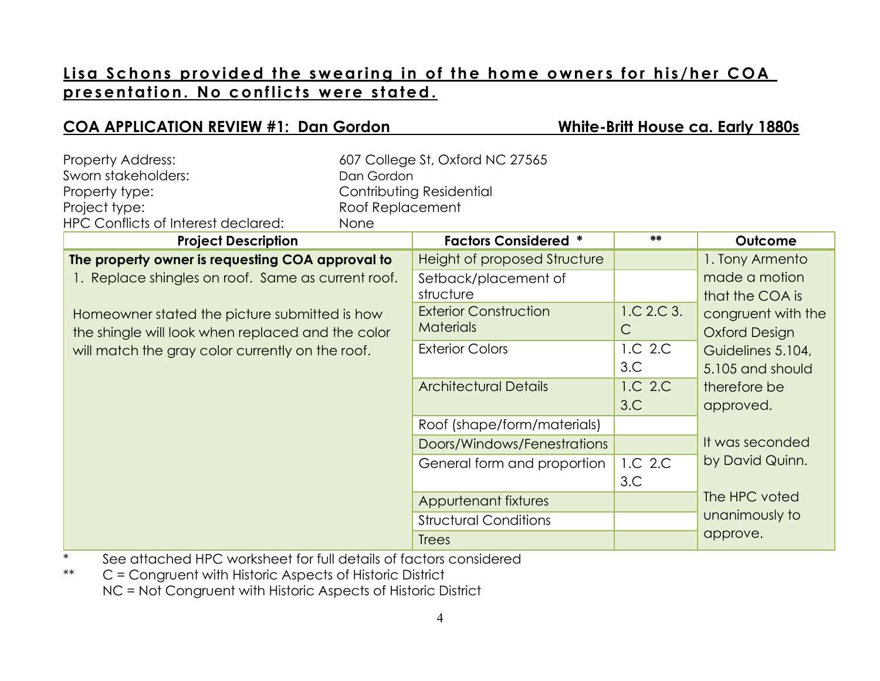**Lisa Schons provided the swearing in of the home owners for his/her COA presentation. No conflicts were stated.**

**COA APPLICATION REVIEW #1: Dan Gordon** **White-Britt House ca. Early 1880s**

Property Address: 607 College St, Oxford NC 27565
Sworn stakeholders: Dan Gordon
Property type: Contributing Residential
Project type: Roof Replacement
HPC Conflicts of Interest declared: None

| Project Description | Factors Considered * | ** | Outcome |
|---|---|---|---|
| **The property owner is requesting COA approval to**<br>1. Replace shingles on roof. Same as current roof.<br><br>Homeowner stated the picture submitted is how the shingle will look when replaced and the color will match the gray color currently on the roof. | Height of proposed Structure | | 1. Tony Armento made a motion that the COA is congruent with the Oxford Design Guidelines 5.104, 5.105 and should therefore be approved.<br><br>It was seconded by David Quinn.<br><br>The HPC voted unanimously to approve. |
| | Setback/placement of structure | | |
| | Exterior Construction Materials | 1.C 2.C 3.C | |
| | Exterior Colors | 1.C 2.C 3.C | |
| | Architectural Details | 1.C 2.C 3.C | |
| | Roof (shape/form/materials) | | |
| | Doors/Windows/Fenestrations | | |
| | General form and proportion | 1.C 2.C 3.C | |
| | Appurtenant fixtures | | |
| | Structural Conditions | | |
| | Trees | | |

\* See attached HPC worksheet for full details of factors considered
\** C = Congruent with Historic Aspects of Historic District
NC = Not Congruent with Historic Aspects of Historic District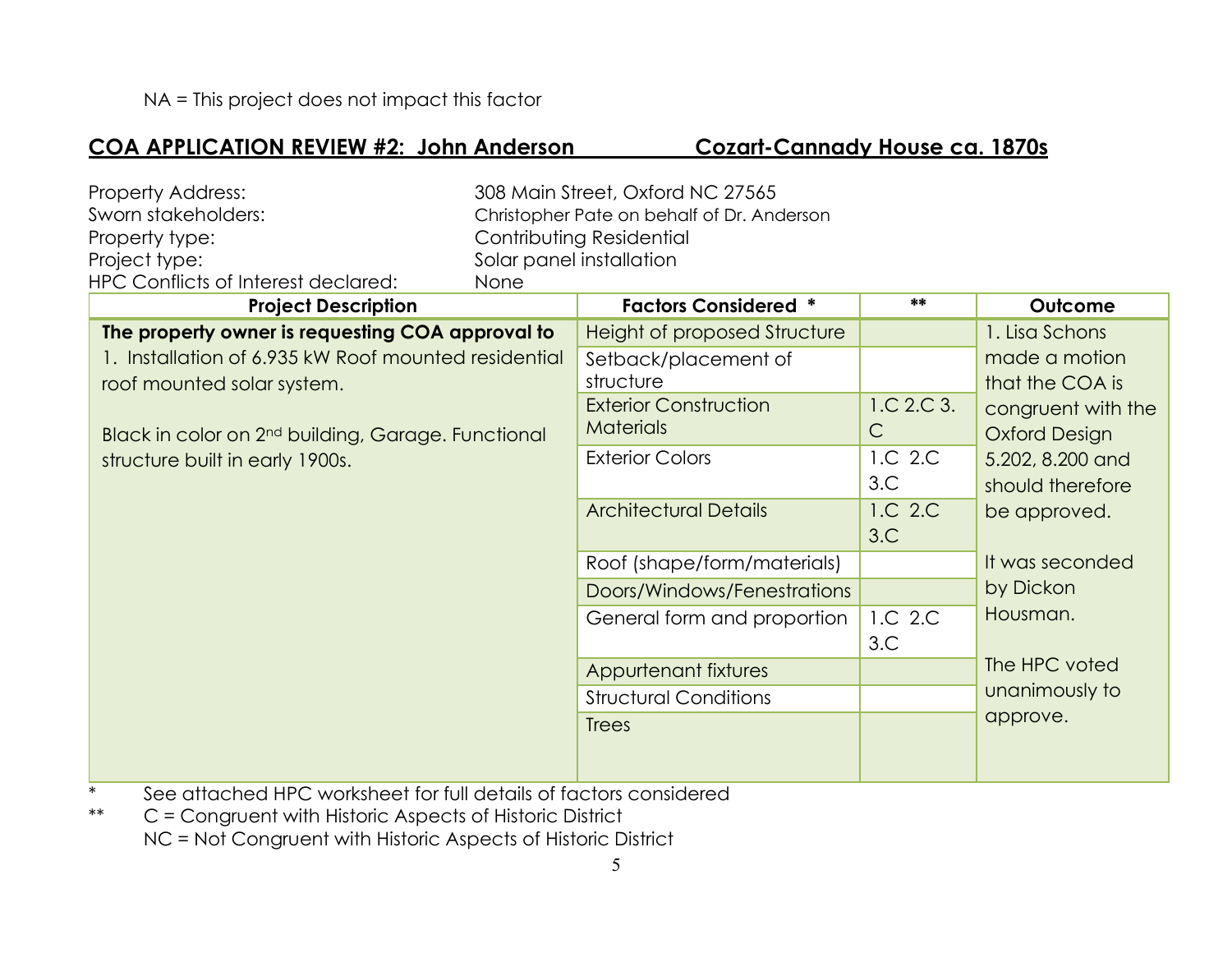NA = This project does not impact this factor

## COA APPLICATION REVIEW #2: John Anderson Cozart-Cannady House ca. 1870s

Property Address: 308 Main Street, Oxford NC 27565
Sworn stakeholders: Christopher Pate on behalf of Dr. Anderson
Property type: Contributing Residential
Project type: Solar panel installation
HPC Conflicts of Interest declared: None

| Project Description | Factors Considered * | ** | Outcome |
|---|---|---|---|
| **The property owner is requesting COA approval to** 1. Installation of 6.935 kW Roof mounted residential roof mounted solar system. Black in color on 2nd building, Garage. Functional structure built in early 1900s. | Height of proposed Structure | | 1. Lisa Schons made a motion that the COA is congruent with the Oxford Design 5.202, 8.200 and should therefore be approved. It was seconded by Dickon Housman. The HPC voted unanimously to approve. |
| | Setback/placement of structure | | |
| | Exterior Construction Materials | 1.C 2.C 3. C | |
| | Exterior Colors | 1.C 2.C 3.C | |
| | Architectural Details | 1.C 2.C 3.C | |
| | Roof (shape/form/materials) | | |
| | Doors/Windows/Fenestrations | | |
| | General form and proportion | 1.C 2.C 3.C | |
| | Appurtenant fixtures | | |
| | Structural Conditions | | |
| | Trees | | |

\* See attached HPC worksheet for full details of factors considered

\** C = Congruent with Historic Aspects of Historic District
NC = Not Congruent with Historic Aspects of Historic District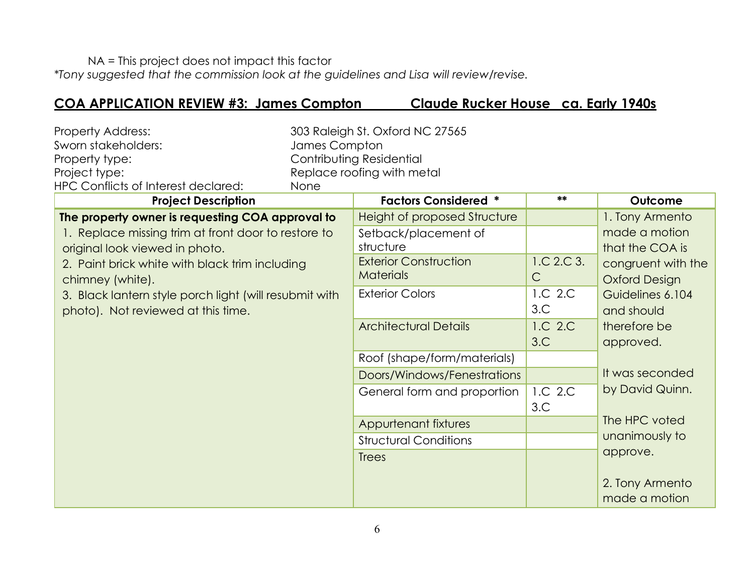NA = This project does not impact this factor
*\*Tony suggested that the commission look at the guidelines and Lisa will review/revise.*

## COA APPLICATION REVIEW #3: James Compton Claude Rucker House ca. Early 1940s

Property Address: 303 Raleigh St. Oxford NC 27565
Sworn stakeholders: James Compton
Property type: Contributing Residential
Project type: Replace roofing with metal
HPC Conflicts of Interest declared: None

| Project Description | Factors Considered * | ** | Outcome |
|---|---|---|---|
| **The property owner is requesting COA approval to**<br>1. Replace missing trim at front door to restore to original look viewed in photo.<br>2. Paint brick white with black trim including chimney (white).<br>3. Black lantern style porch light (will resubmit with photo). Not reviewed at this time. | Height of proposed Structure | | 1. Tony Armento made a motion that the COA is congruent with the Oxford Design Guidelines 6.104 and should therefore be approved.<br><br>It was seconded by David Quinn.<br><br>The HPC voted unanimously to approve.<br><br>2. Tony Armento made a motion |
| | Setback/placement of structure | | |
| | Exterior Construction Materials | 1.C 2.C 3.C | |
| | Exterior Colors | 1.C 2.C 3.C | |
| | Architectural Details | 1.C 2.C 3.C | |
| | Roof (shape/form/materials) | | |
| | Doors/Windows/Fenestrations | | |
| | General form and proportion | 1.C 2.C 3.C | |
| | Appurtenant fixtures | | |
| | Structural Conditions | | |
| | Trees | | |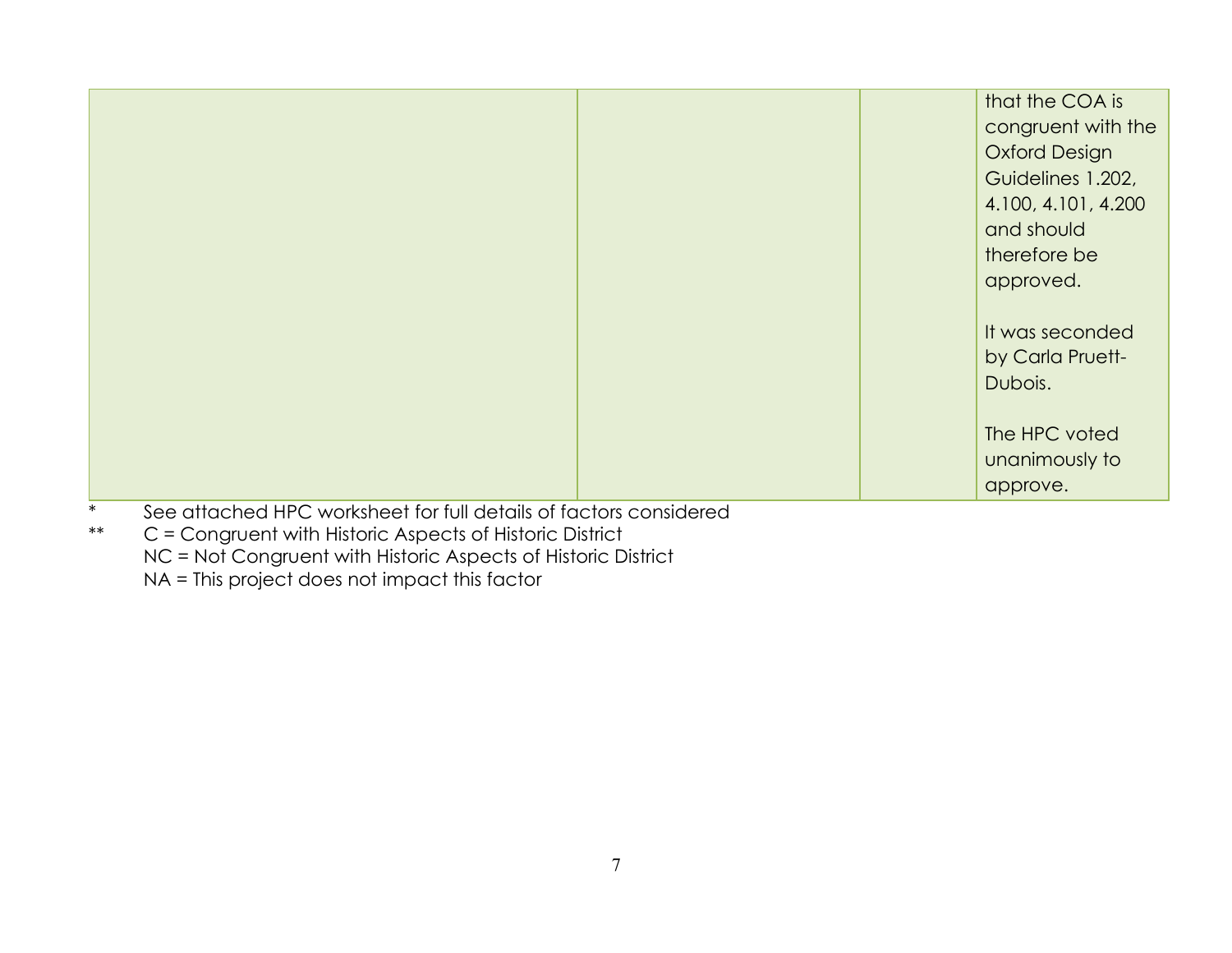|  |  |  | that the COA is congruent with the Oxford Design Guidelines 1.202, 4.100, 4.101, 4.200 and should therefore be approved.<br><br>It was seconded by Carla Pruett-Dubois.<br><br>The HPC voted unanimously to approve. |
|---|---|---|---|

\*	See attached HPC worksheet for full details of factors considered

\*\*	C = Congruent with Historic Aspects of Historic District

NC = Not Congruent with Historic Aspects of Historic District

NA = This project does not impact this factor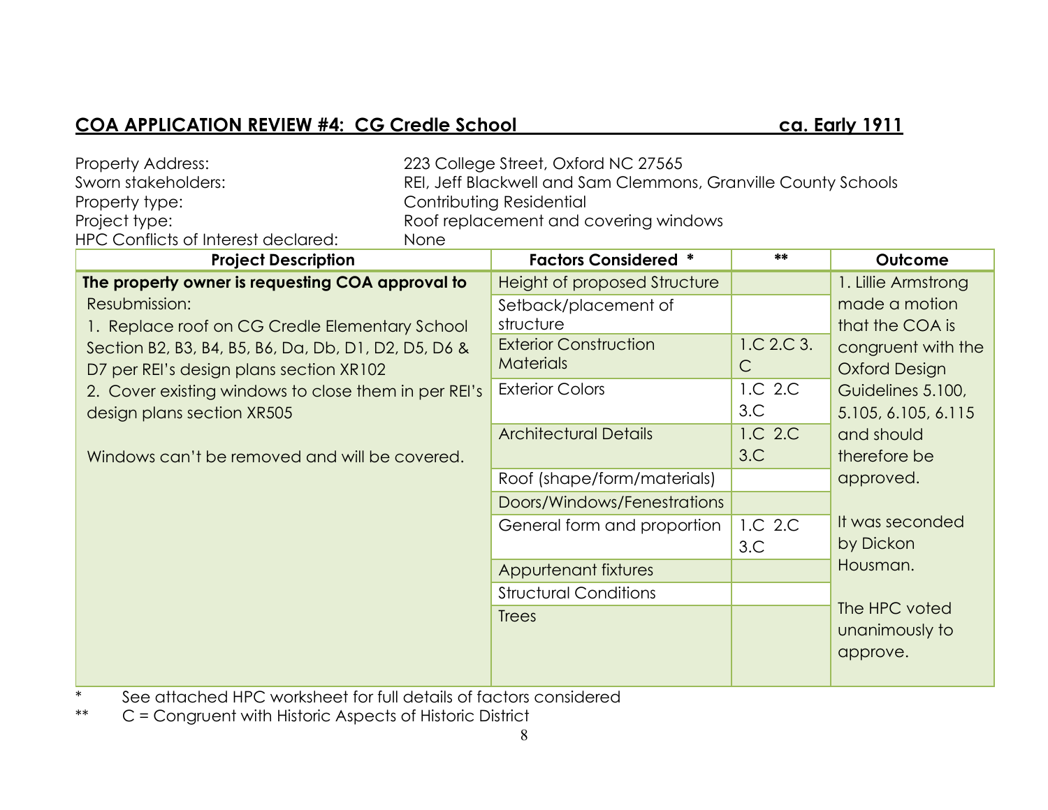## COA APPLICATION REVIEW #4: CG Credle School ca. Early 1911

Property Address: 223 College Street, Oxford NC 27565
Sworn stakeholders: REI, Jeff Blackwell and Sam Clemmons, Granville County Schools
Property type: Contributing Residential
Project type: Roof replacement and covering windows
HPC Conflicts of Interest declared: None

| Project Description | Factors Considered * | ** | Outcome |
|---|---|---|---|
| **The property owner is requesting COA approval to** Resubmission: 1. Replace roof on CG Credle Elementary School Section B2, B3, B4, B5, B6, Da, Db, D1, D2, D5, D6 & D7 per REI's design plans section XR102 2. Cover existing windows to close them in per REI's design plans section XR505 Windows can't be removed and will be covered. | Height of proposed Structure | | 1. Lillie Armstrong made a motion that the COA is congruent with the Oxford Design Guidelines 5.100, 5.105, 6.105, 6.115 and should therefore be approved. It was seconded by Dickon Housman. The HPC voted unanimously to approve. |
| | Setback/placement of structure | | |
| | Exterior Construction Materials | 1.C 2.C 3.C | |
| | Exterior Colors | 1.C 2.C 3.C | |
| | Architectural Details | 1.C 2.C 3.C | |
| | Roof (shape/form/materials) | | |
| | Doors/Windows/Fenestrations | | |
| | General form and proportion | 1.C 2.C 3.C | |
| | Appurtenant fixtures | | |
| | Structural Conditions | | |
| | Trees | | |

\* See attached HPC worksheet for full details of factors considered

\*\* C = Congruent with Historic Aspects of Historic District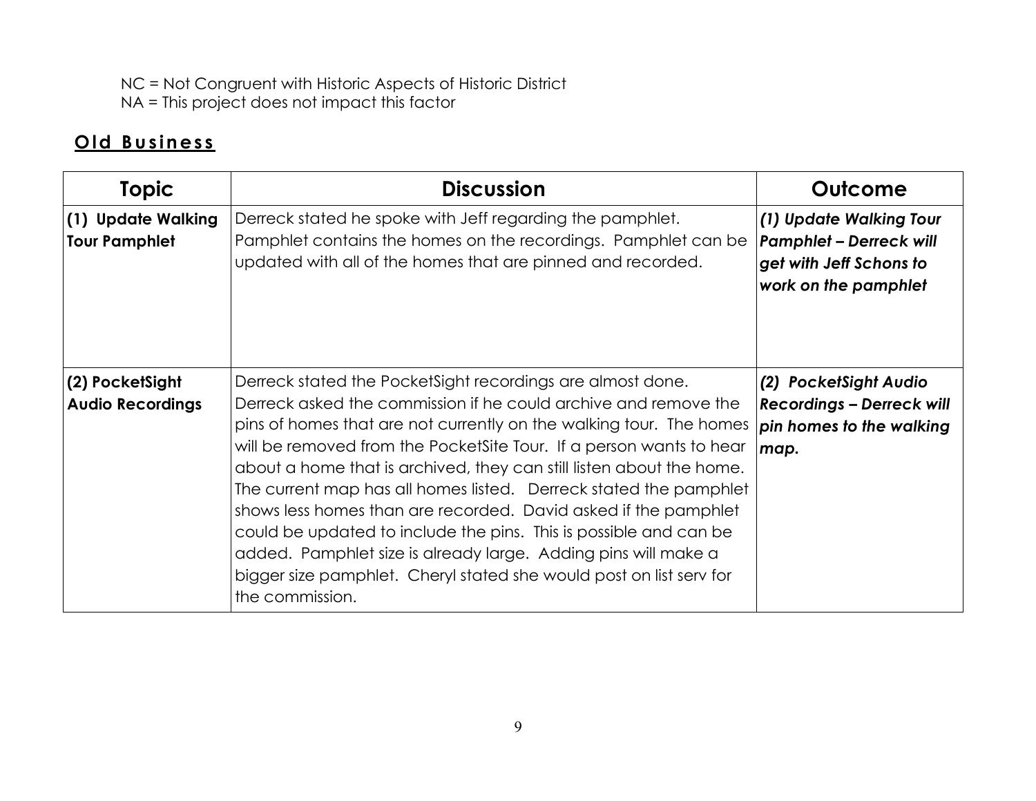NC = Not Congruent with Historic Aspects of Historic District
NA = This project does not impact this factor

## Old Business

| Topic | Discussion | Outcome |
|---|---|---|
| **(1) Update Walking Tour Pamphlet** | Derreck stated he spoke with Jeff regarding the pamphlet. Pamphlet contains the homes on the recordings. Pamphlet can be updated with all of the homes that are pinned and recorded. | ***(1) Update Walking Tour Pamphlet – Derreck will get with Jeff Schons to work on the pamphlet*** |
| **(2) PocketSight Audio Recordings** | Derreck stated the PocketSight recordings are almost done. Derreck asked the commission if he could archive and remove the pins of homes that are not currently on the walking tour. The homes will be removed from the PocketSite Tour. If a person wants to hear about a home that is archived, they can still listen about the home. The current map has all homes listed. Derreck stated the pamphlet shows less homes than are recorded. David asked if the pamphlet could be updated to include the pins. This is possible and can be added. Pamphlet size is already large. Adding pins will make a bigger size pamphlet. Cheryl stated she would post on list serv for the commission. | ***(2) PocketSight Audio Recordings – Derreck will pin homes to the walking map.*** |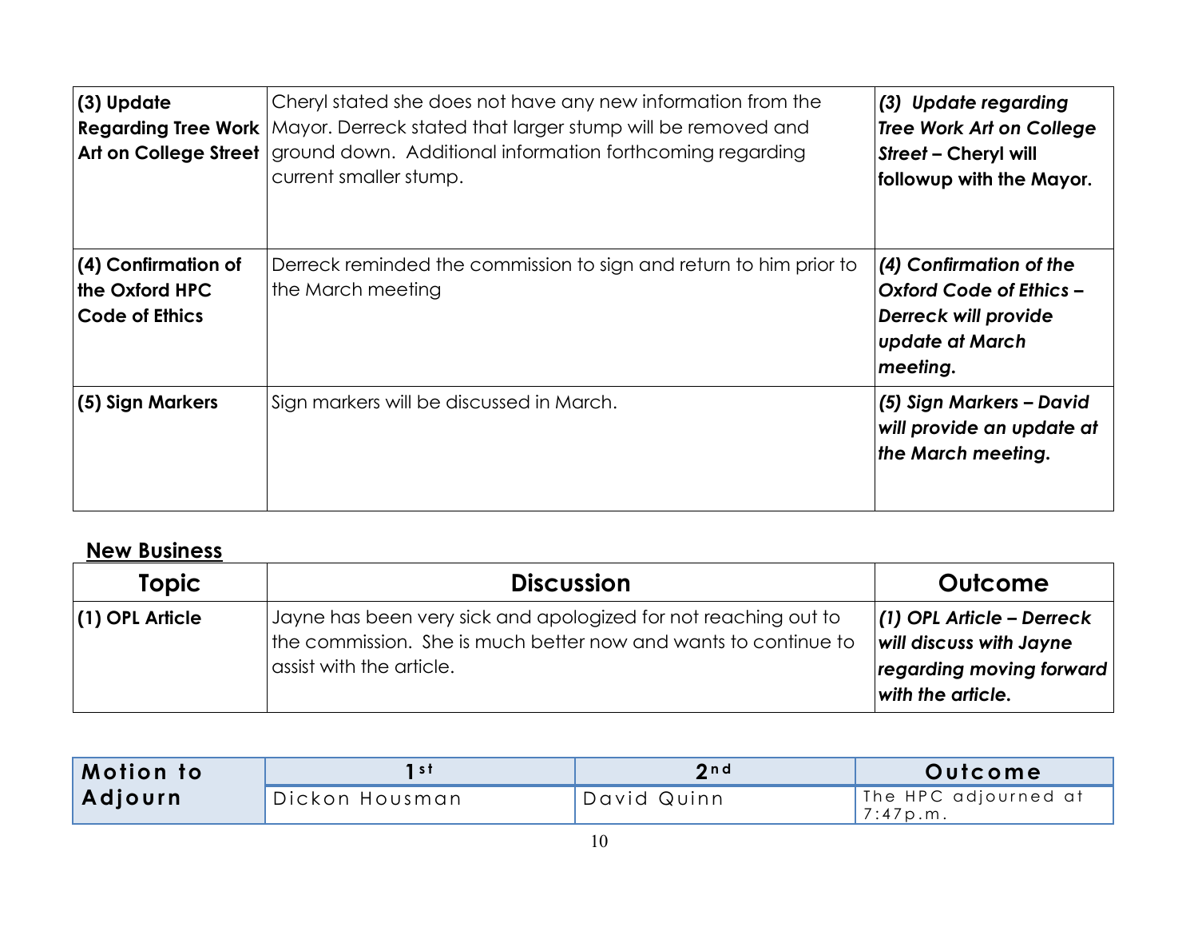| | | |
|---|---|---|
| **(3) Update Regarding Tree Work Art on College Street** | Cheryl stated she does not have any new information from the Mayor. Derreck stated that larger stump will be removed and ground down. Additional information forthcoming regarding current smaller stump. | ***(3) Update regarding Tree Work Art on College Street* – Cheryl will followup with the Mayor.** |
| **(4) Confirmation of the Oxford HPC Code of Ethics** | Derreck reminded the commission to sign and return to him prior to the March meeting | ***(4) Confirmation of the Oxford Code of Ethics – Derreck will provide update at March meeting.*** |
| **(5) Sign Markers** | Sign markers will be discussed in March. | ***(5) Sign Markers – David will provide an update at the March meeting.*** |

**New Business**

| Topic | Discussion | Outcome |
|---|---|---|
| **(1) OPL Article** | Jayne has been very sick and apologized for not reaching out to the commission. She is much better now and wants to continue to assist with the article. | ***(1) OPL Article – Derreck will discuss with Jayne regarding moving forward with the article.*** |

| Motion to Adjourn | 1st | 2nd | Outcome |
|---|---|---|---|
| | Dickon Housman | David Quinn | The HPC adjourned at 7:47p.m. |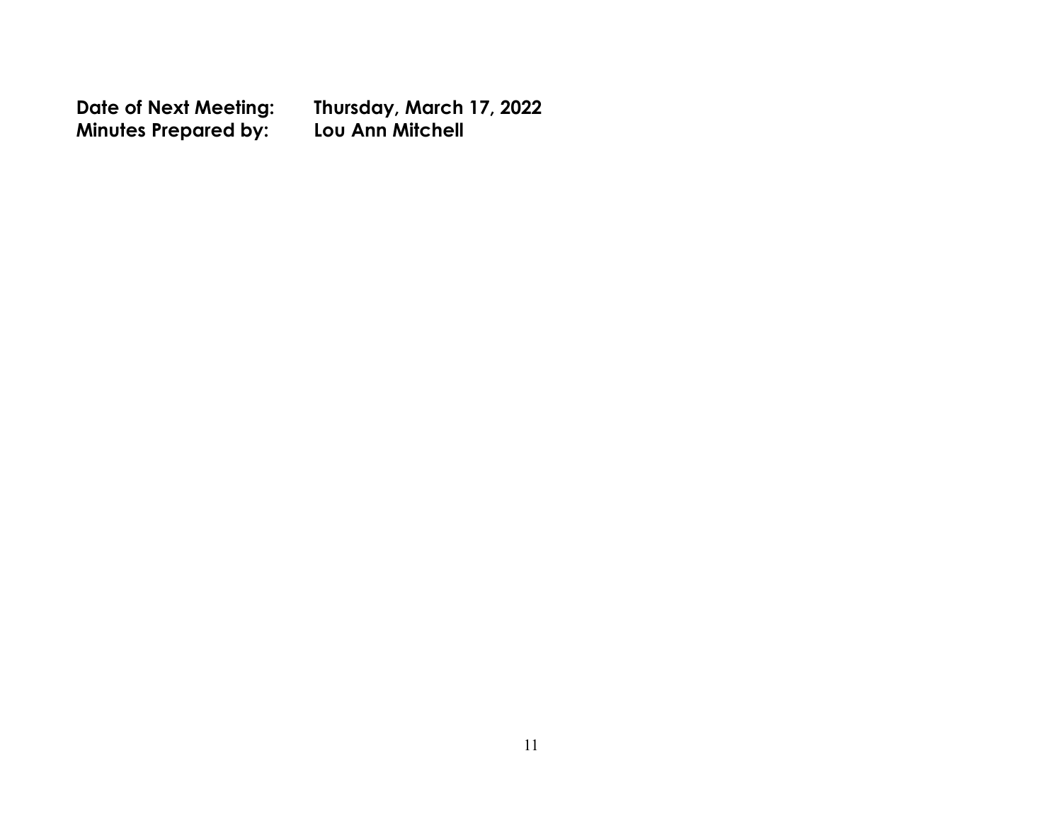**Date of Next Meeting:** **Thursday, March 17, 2022**
**Minutes Prepared by:** **Lou Ann Mitchell**